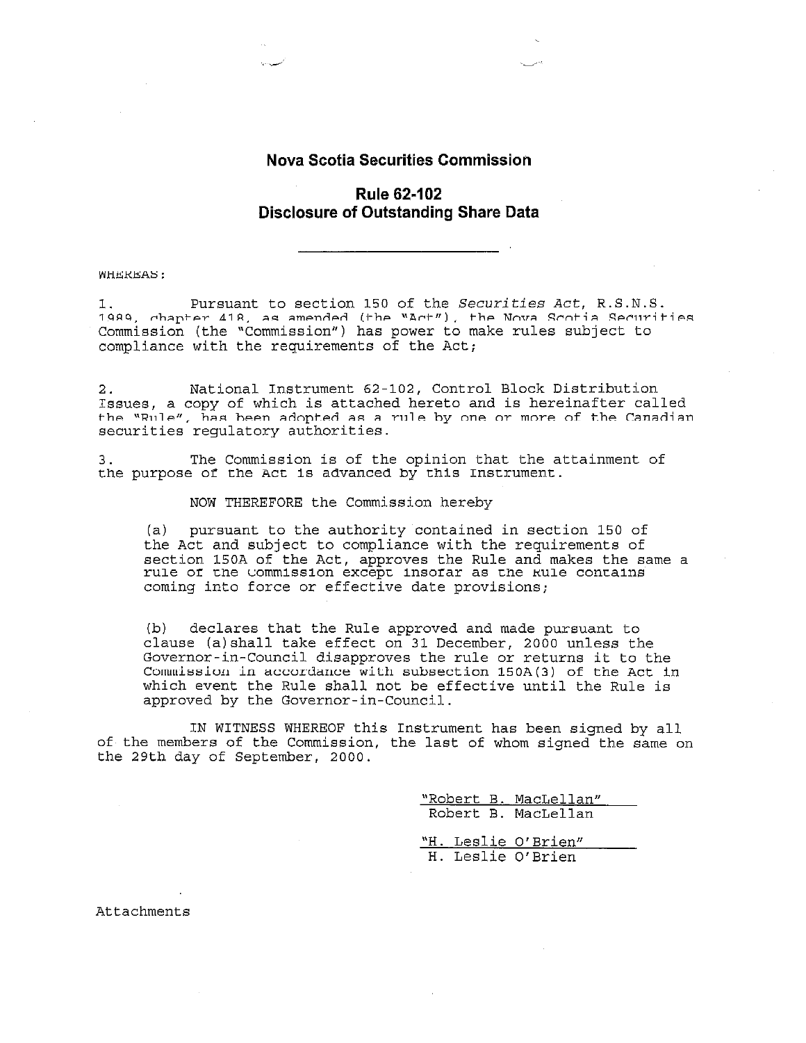## Nova Scotia Securities Commission

## Rule 62-102
## Disclosure of Outstanding Share Data

---

WHEREAS:

1. Pursuant to section 150 of the *Securities Act*, R.S.N.S. 1989, chapter 418, as amended (the "Act"), the Nova Scotia Securities Commission (the "Commission") has power to make rules subject to compliance with the requirements of the Act;

2. National Instrument 62-102, Control Block Distribution Issues, a copy of which is attached hereto and is hereinafter called the "Rule", has been adopted as a rule by one or more of the Canadian securities regulatory authorities.

3. The Commission is of the opinion that the attainment of the purpose of the Act is advanced by this Instrument.

NOW THEREFORE the Commission hereby

(a) pursuant to the authority contained in section 150 of the Act and subject to compliance with the requirements of section 150A of the Act, approves the Rule and makes the same a rule of the Commission except insofar as the Rule contains coming into force or effective date provisions;

(b) declares that the Rule approved and made pursuant to clause (a)shall take effect on 31 December, 2000 unless the Governor-in-Council disapproves the rule or returns it to the Commission in accordance with subsection 150A(3) of the Act in which event the Rule shall not be effective until the Rule is approved by the Governor-in-Council.

IN WITNESS WHEREOF this Instrument has been signed by all of the members of the Commission, the last of whom signed the same on the 29th day of September, 2000.

"Robert B. MacLellan"
Robert B. MacLellan

"H. Leslie O'Brien"
H. Leslie O'Brien

Attachments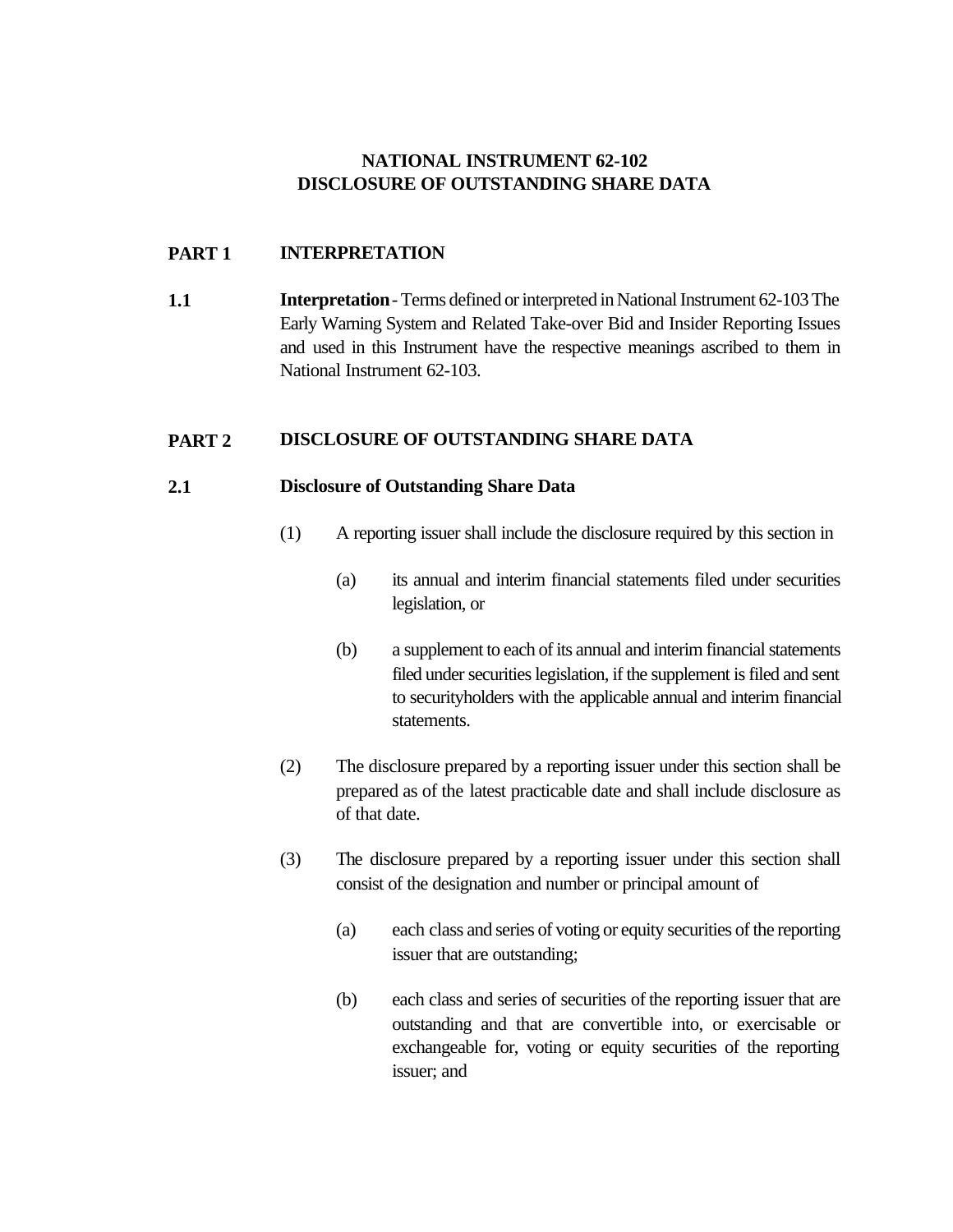# NATIONAL INSTRUMENT 62-102
# DISCLOSURE OF OUTSTANDING SHARE DATA

## PART 1 INTERPRETATION

**1.1 Interpretation** - Terms defined or interpreted in National Instrument 62-103 The Early Warning System and Related Take-over Bid and Insider Reporting Issues and used in this Instrument have the respective meanings ascribed to them in National Instrument 62-103.

## PART 2 DISCLOSURE OF OUTSTANDING SHARE DATA

**2.1 Disclosure of Outstanding Share Data**

(1) A reporting issuer shall include the disclosure required by this section in

(a) its annual and interim financial statements filed under securities legislation, or

(b) a supplement to each of its annual and interim financial statements filed under securities legislation, if the supplement is filed and sent to securityholders with the applicable annual and interim financial statements.

(2) The disclosure prepared by a reporting issuer under this section shall be prepared as of the latest practicable date and shall include disclosure as of that date.

(3) The disclosure prepared by a reporting issuer under this section shall consist of the designation and number or principal amount of

(a) each class and series of voting or equity securities of the reporting issuer that are outstanding;

(b) each class and series of securities of the reporting issuer that are outstanding and that are convertible into, or exercisable or exchangeable for, voting or equity securities of the reporting issuer; and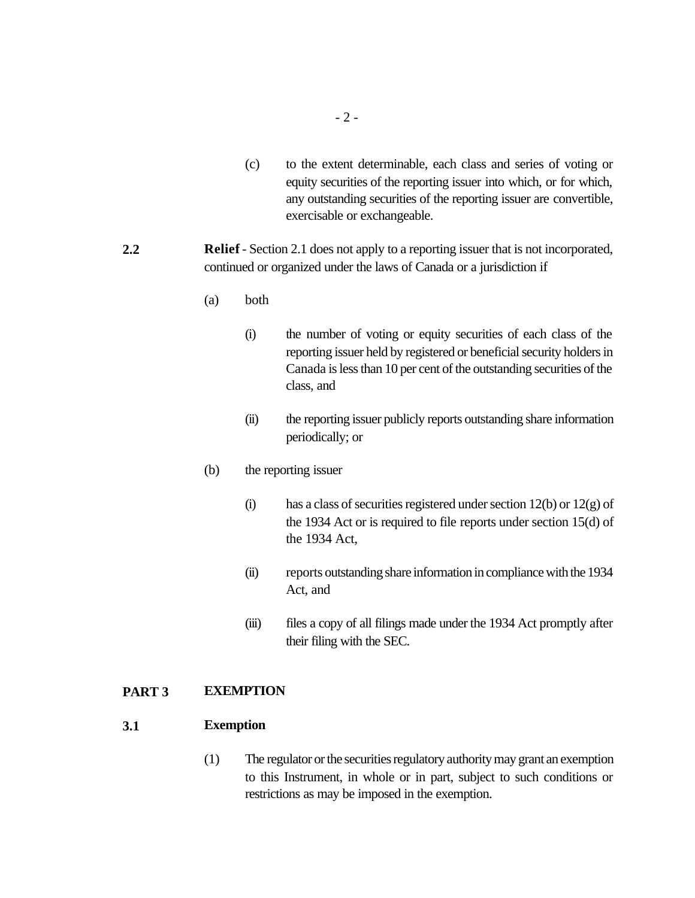(c) to the extent determinable, each class and series of voting or equity securities of the reporting issuer into which, or for which, any outstanding securities of the reporting issuer are convertible, exercisable or exchangeable.

**2.2** **Relief** - Section 2.1 does not apply to a reporting issuer that is not incorporated, continued or organized under the laws of Canada or a jurisdiction if

(a) both

(i) the number of voting or equity securities of each class of the reporting issuer held by registered or beneficial security holders in Canada is less than 10 per cent of the outstanding securities of the class, and

(ii) the reporting issuer publicly reports outstanding share information periodically; or

(b) the reporting issuer

(i) has a class of securities registered under section 12(b) or 12(g) of the 1934 Act or is required to file reports under section 15(d) of the 1934 Act,

(ii) reports outstanding share information in compliance with the 1934 Act, and

(iii) files a copy of all filings made under the 1934 Act promptly after their filing with the SEC.

## PART 3 EXEMPTION

### 3.1 Exemption

(1) The regulator or the securities regulatory authority may grant an exemption to this Instrument, in whole or in part, subject to such conditions or restrictions as may be imposed in the exemption.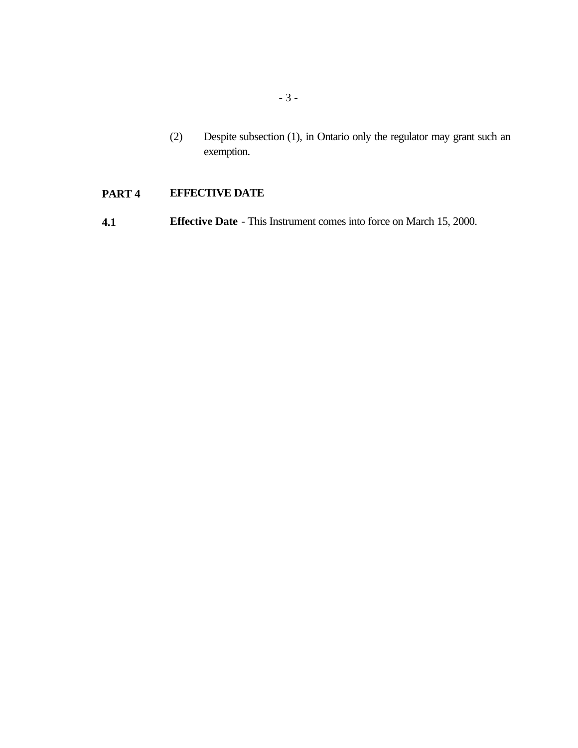(2) Despite subsection (1), in Ontario only the regulator may grant such an exemption.

## PART 4 EFFECTIVE DATE

**4.1** **Effective Date** - This Instrument comes into force on March 15, 2000.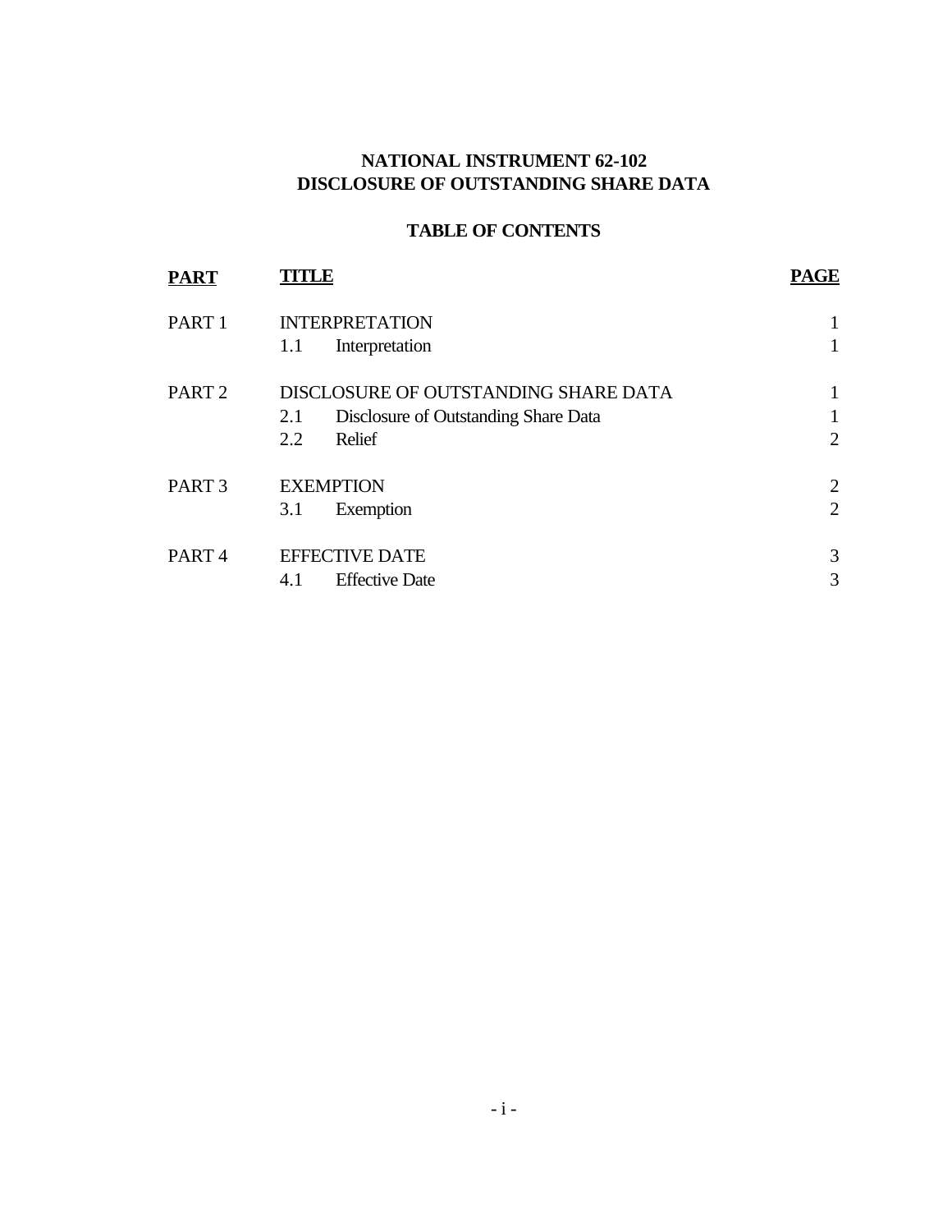# NATIONAL INSTRUMENT 62-102
# DISCLOSURE OF OUTSTANDING SHARE DATA

## TABLE OF CONTENTS

| PART | TITLE | | PAGE |
|---|---|---|---|
| PART 1 | INTERPRETATION | | 1 |
| | 1.1 | Interpretation | 1 |
| PART 2 | DISCLOSURE OF OUTSTANDING SHARE DATA | | 1 |
| | 2.1 | Disclosure of Outstanding Share Data | 1 |
| | 2.2 | Relief | 2 |
| PART 3 | EXEMPTION | | 2 |
| | 3.1 | Exemption | 2 |
| PART 4 | EFFECTIVE DATE | | 3 |
| | 4.1 | Effective Date | 3 |